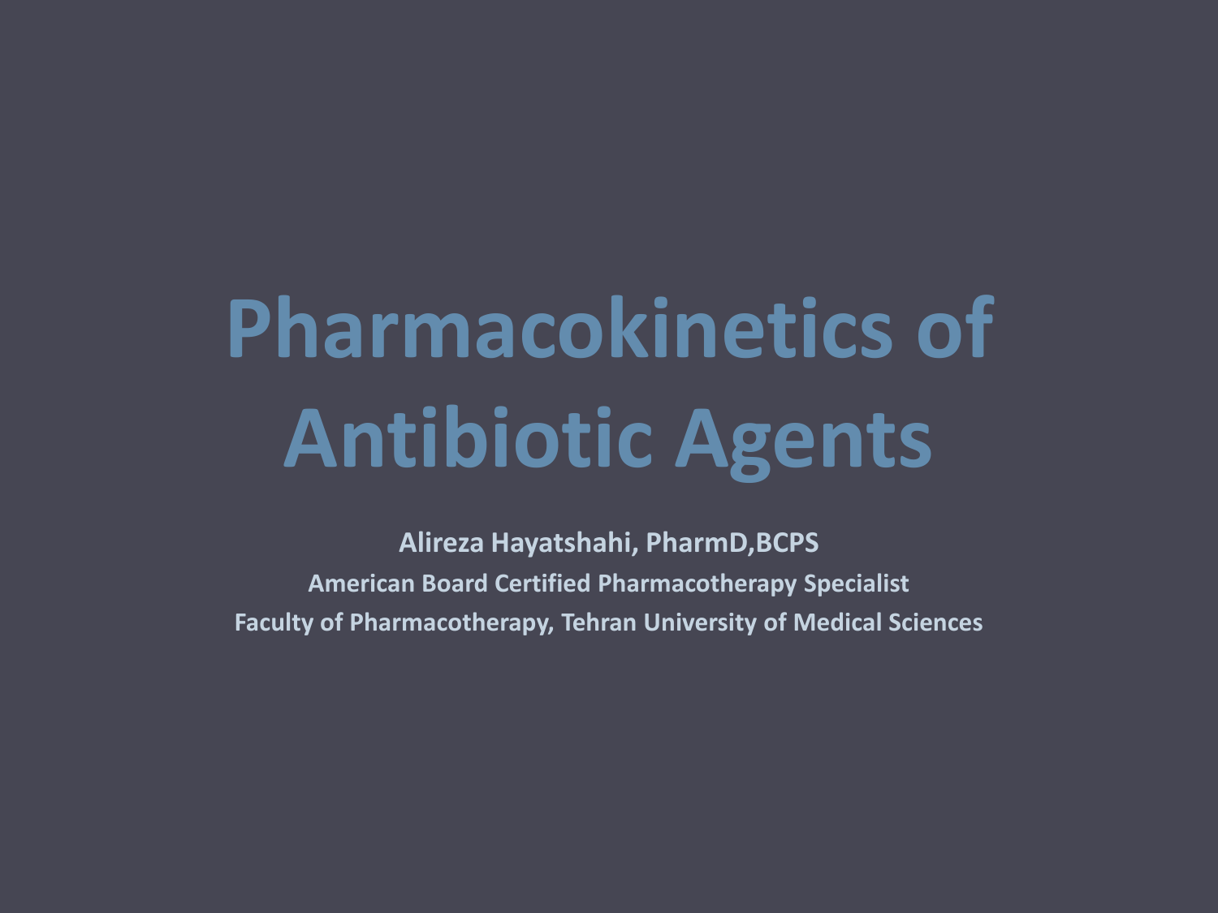# Pharmacokinetics of Antibiotic Agents

**Alireza Hayatshahi, PharmD,BCPS**

**American Board Certified Pharmacotherapy Specialist**

**Faculty of Pharmacotherapy, Tehran University of Medical Sciences**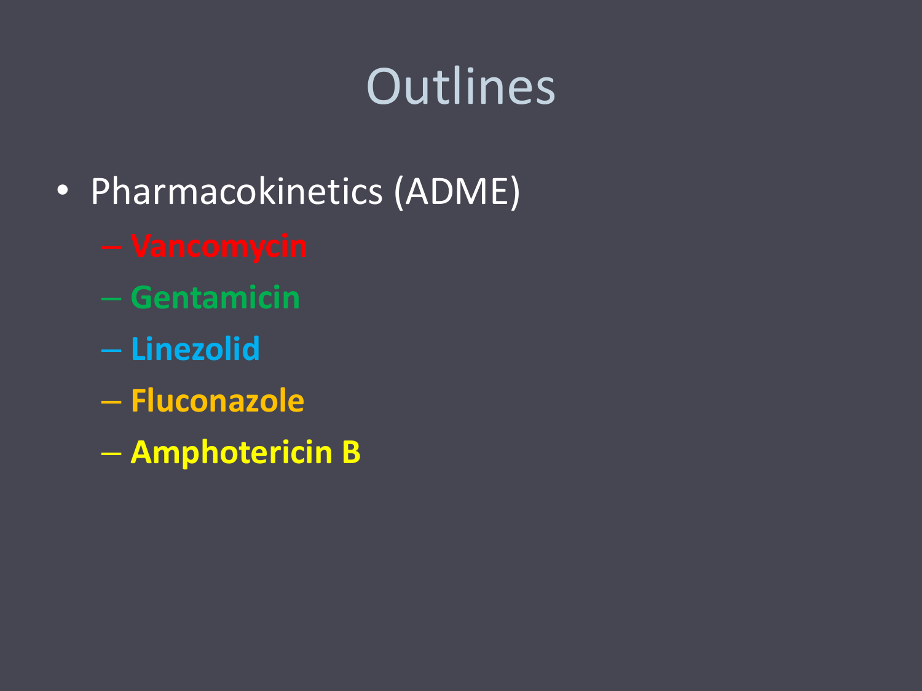# Outlines

- Pharmacokinetics (ADME)
  - **Vancomycin**
  - **Gentamicin**
  - **Linezolid**
  - **Fluconazole**
  - **Amphotericin B**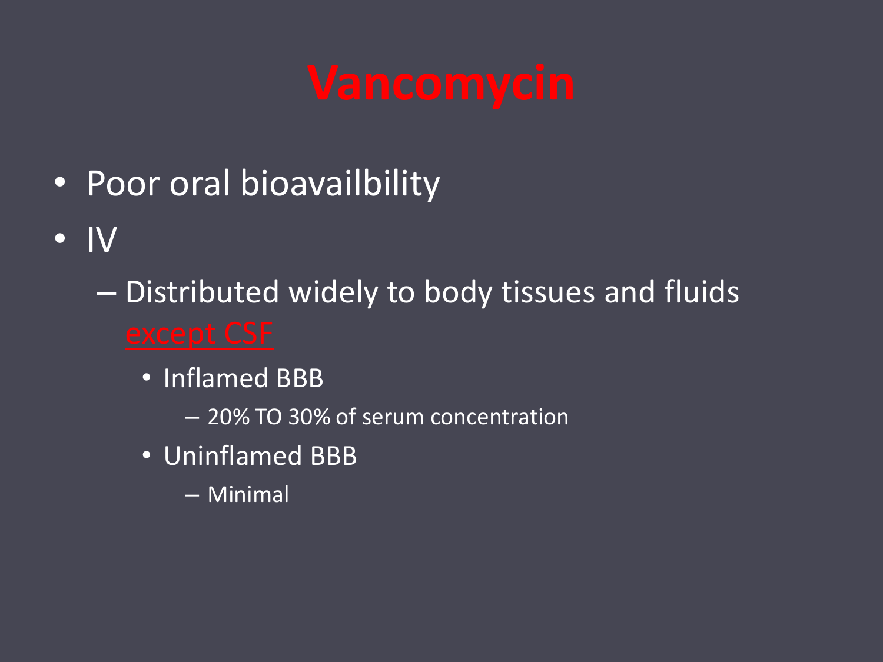# Vancomycin

- Poor oral bioavailbility
- IV
  - Distributed widely to body tissues and fluids except CSF
    - Inflamed BBB
      - 20% TO 30% of serum concentration
    - Uninflamed BBB
      - Minimal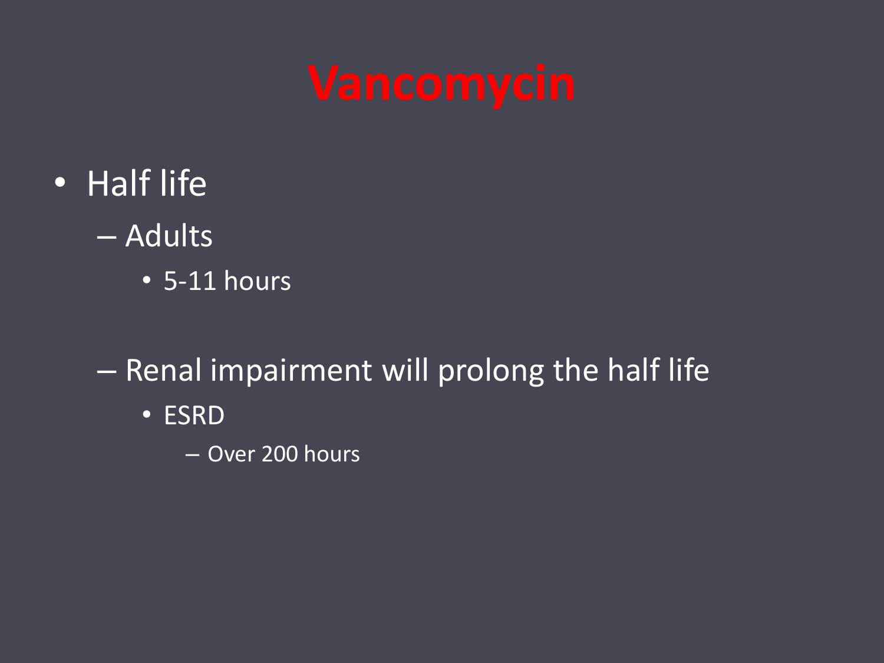# Vancomycin

- Half life
  - Adults
    - 5-11 hours
  - Renal impairment will prolong the half life
    - ESRD
      - Over 200 hours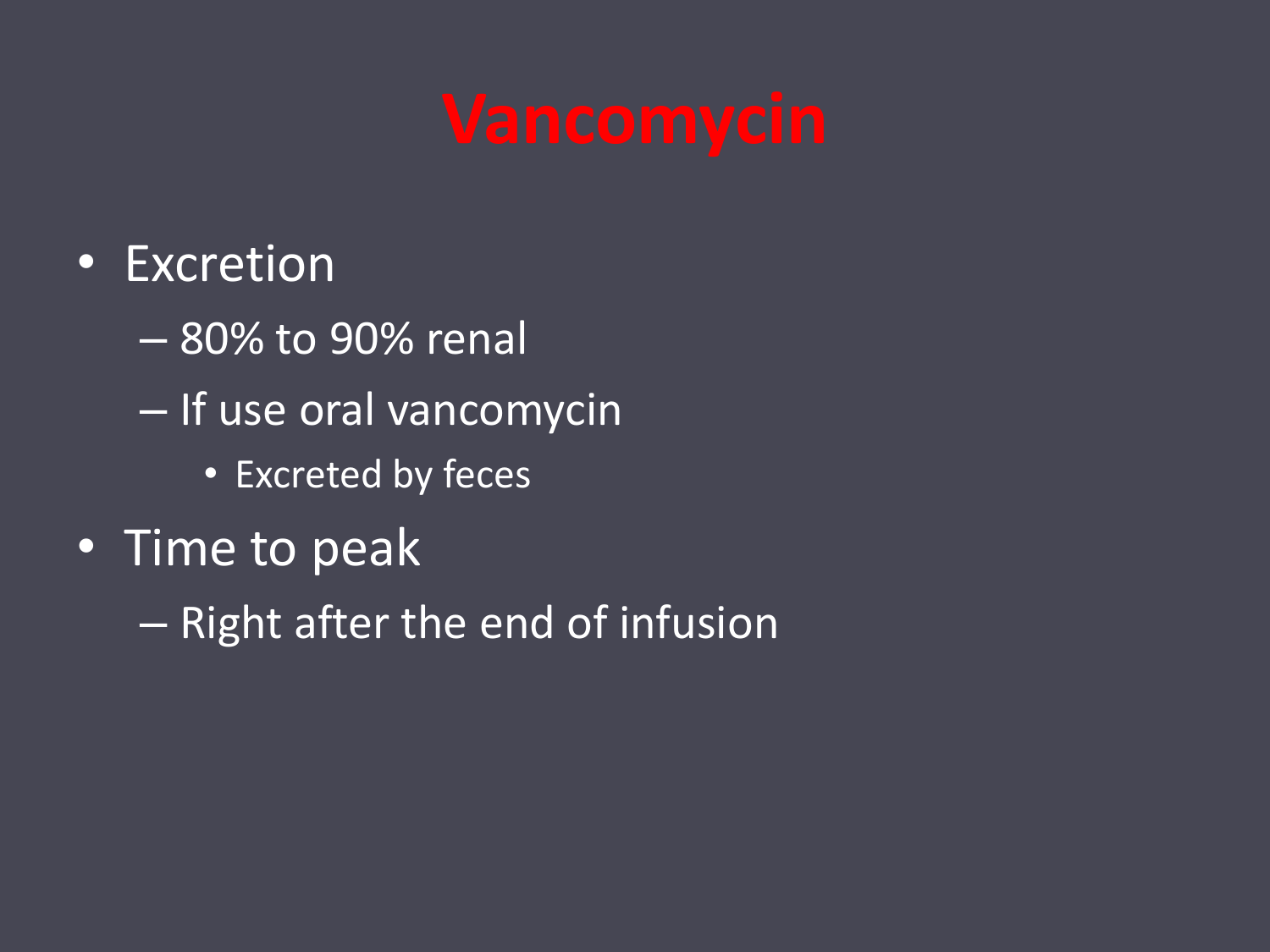# Vancomycin

- Excretion
  - 80% to 90% renal
  - If use oral vancomycin
    - Excreted by feces
- Time to peak
  - Right after the end of infusion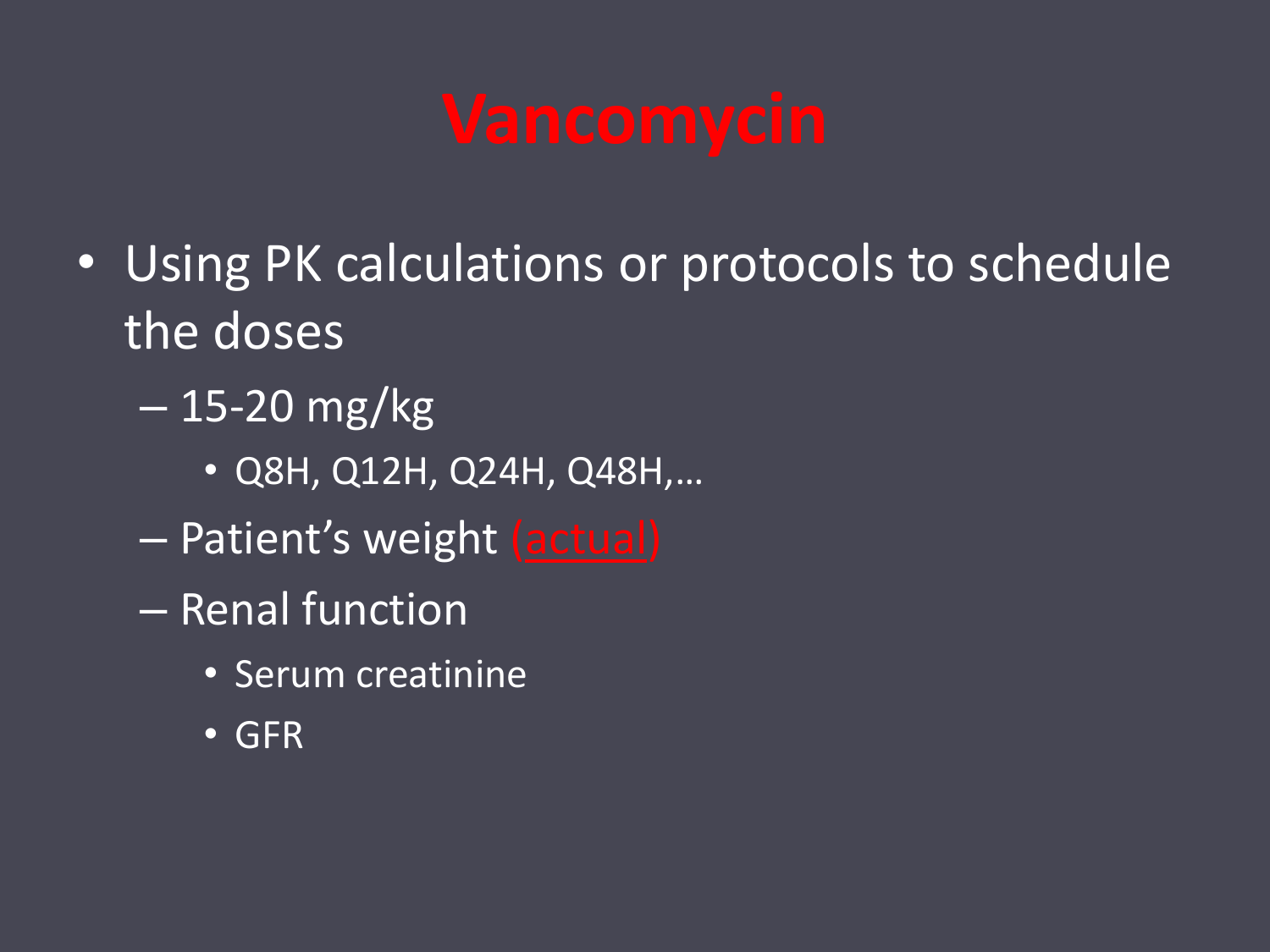# Vancomycin

- Using PK calculations or protocols to schedule the doses
  - 15-20 mg/kg
    - Q8H, Q12H, Q24H, Q48H,…
  - Patient's weight (actual)
  - Renal function
    - Serum creatinine
    - GFR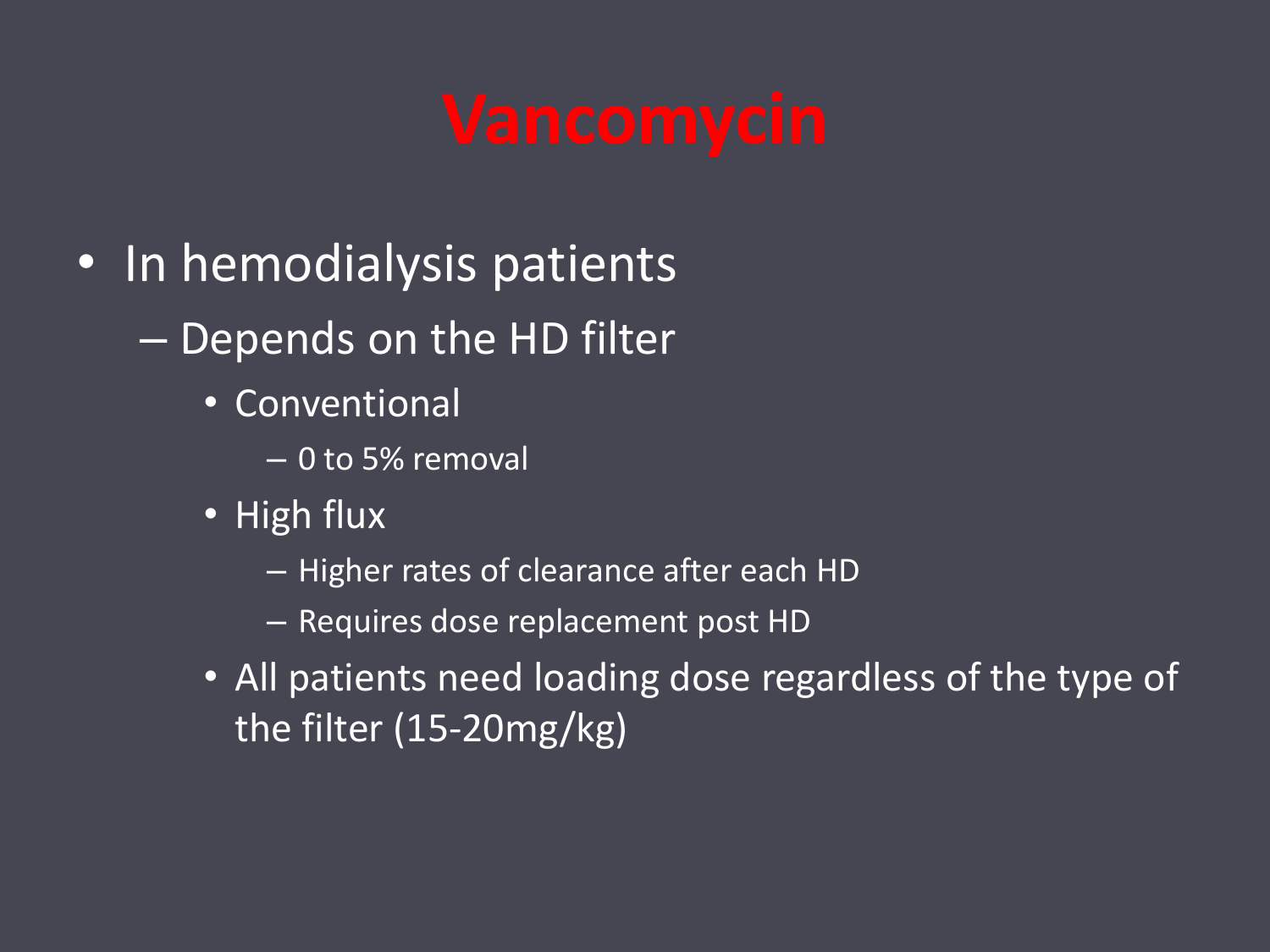# Vancomycin

- In hemodialysis patients
  - Depends on the HD filter
    - Conventional
      - 0 to 5% removal
    - High flux
      - Higher rates of clearance after each HD
      - Requires dose replacement post HD
    - All patients need loading dose regardless of the type of the filter (15-20mg/kg)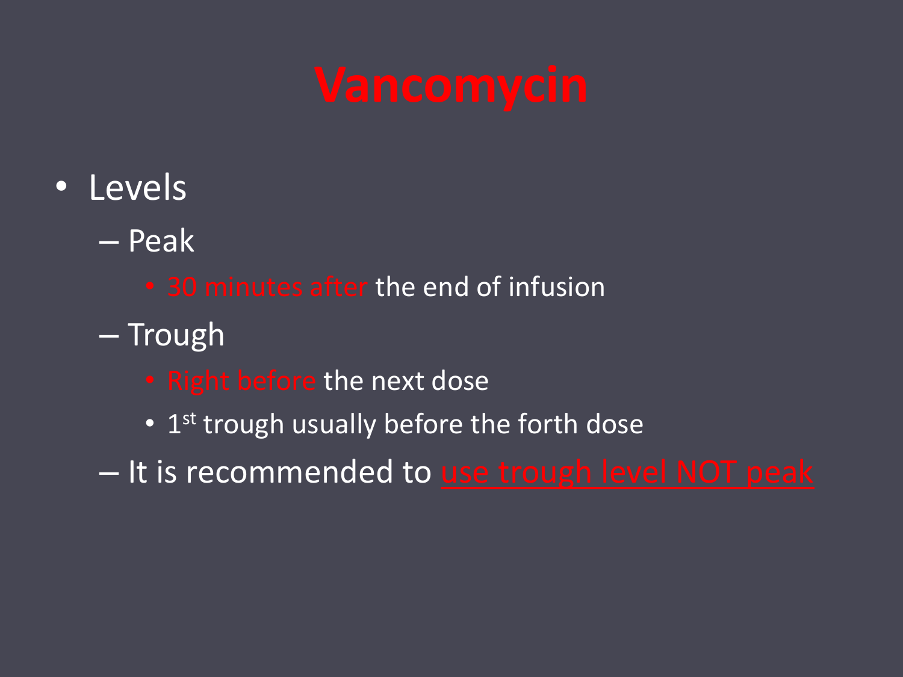# Vancomycin

- Levels
  - Peak
    - 30 minutes after the end of infusion
  - Trough
    - Right before the next dose
    - 1st trough usually before the forth dose
  - It is recommended to use trough level NOT peak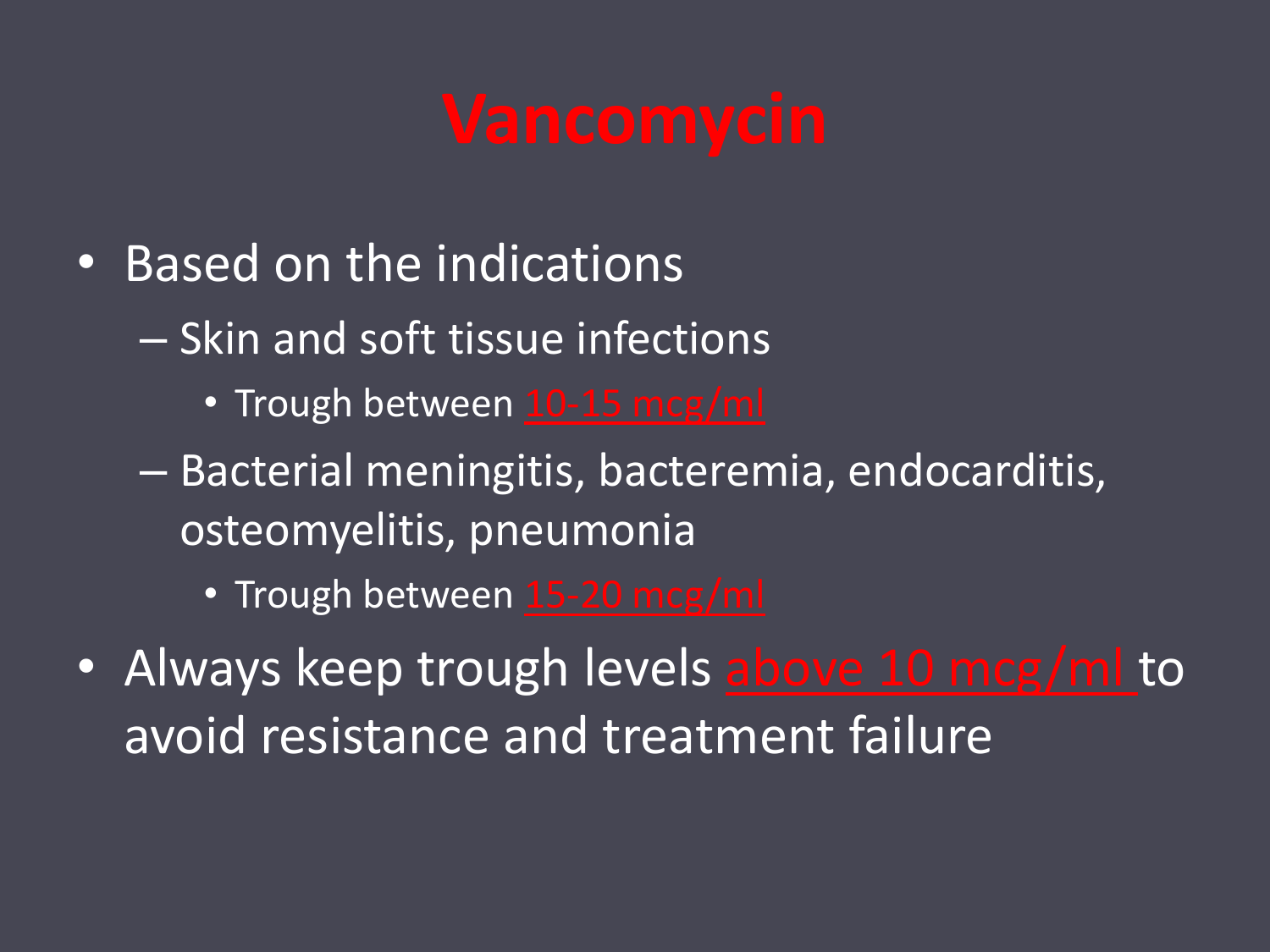# Vancomycin

- Based on the indications
  - Skin and soft tissue infections
    - Trough between 10-15 mcg/ml
  - Bacterial meningitis, bacteremia, endocarditis, osteomyelitis, pneumonia
    - Trough between 15-20 mcg/ml
- Always keep trough levels above 10 mcg/ml to avoid resistance and treatment failure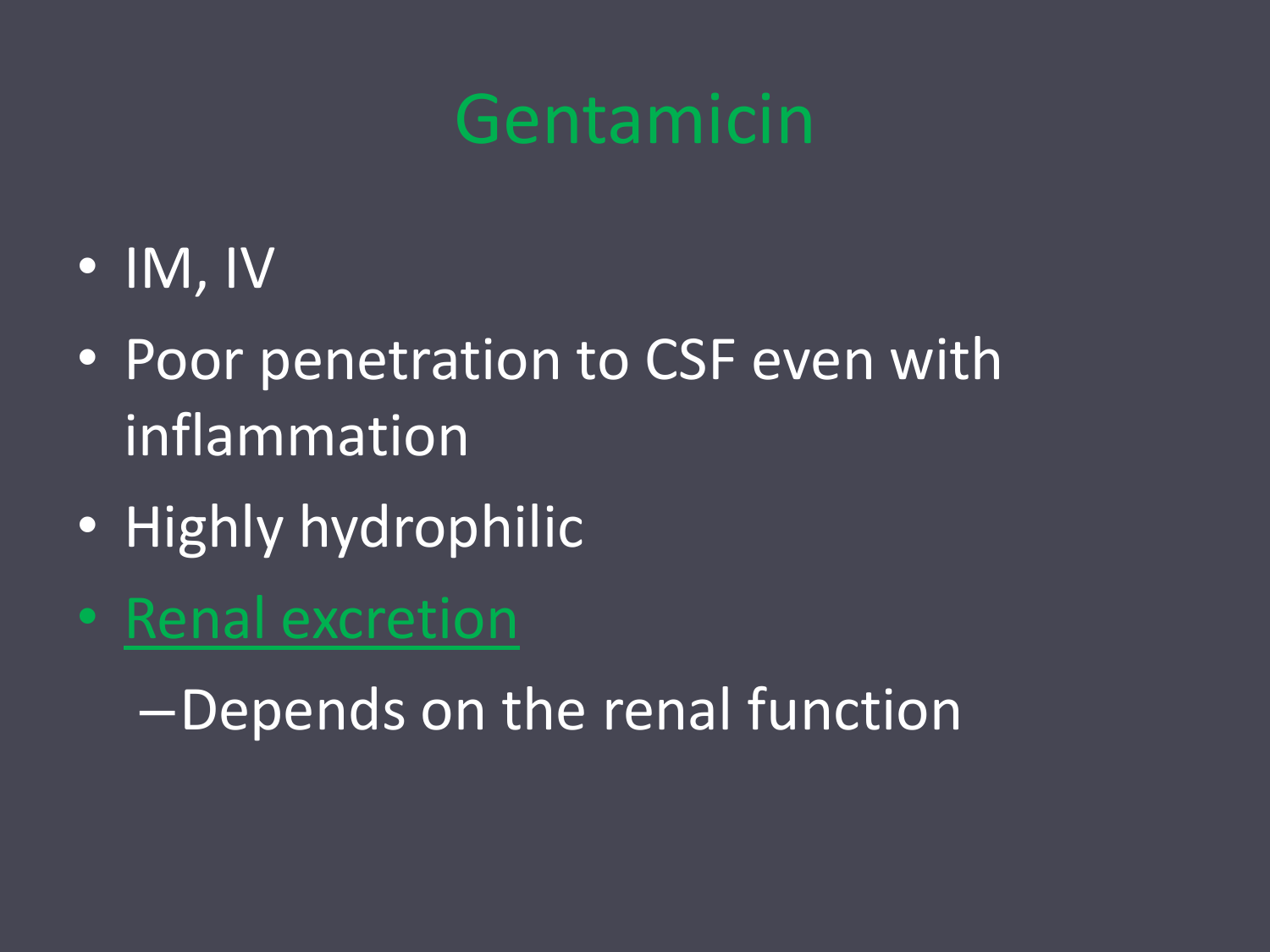# Gentamicin

- IM, IV
- Poor penetration to CSF even with inflammation
- Highly hydrophilic
- Renal excretion
  - Depends on the renal function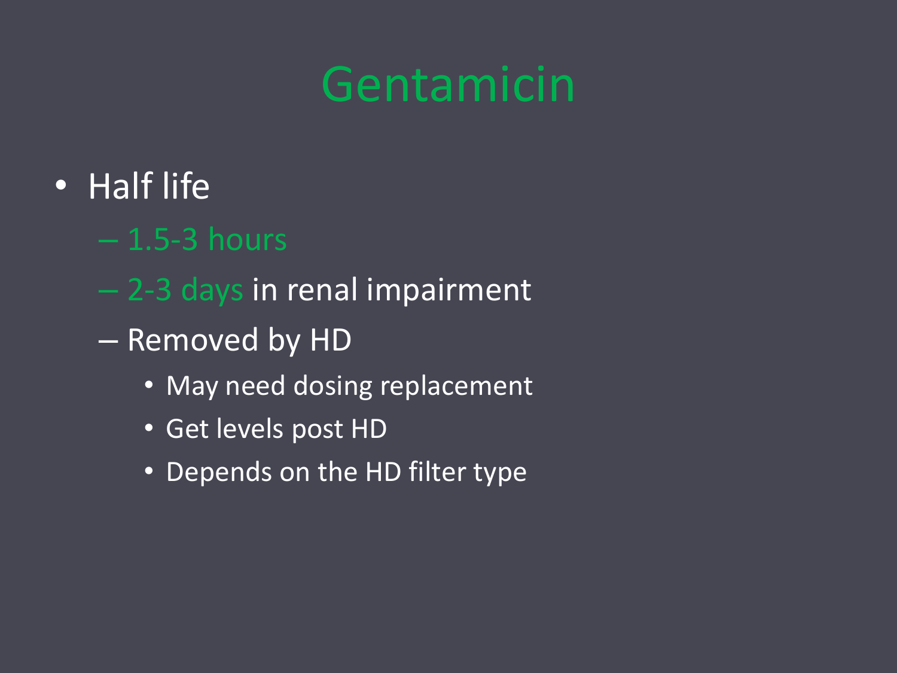# Gentamicin

- Half life
  - 1.5-3 hours
  - 2-3 days in renal impairment
  - Removed by HD
    - May need dosing replacement
    - Get levels post HD
    - Depends on the HD filter type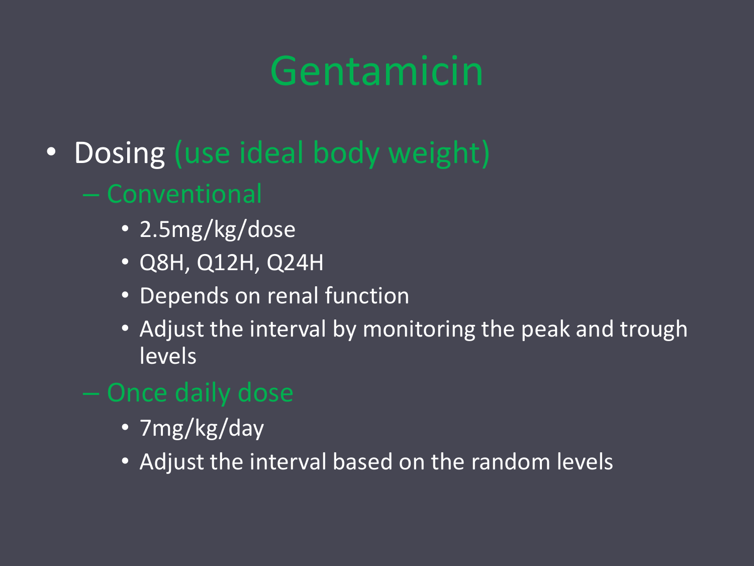# Gentamicin

- Dosing (use ideal body weight)
  - Conventional
    - 2.5mg/kg/dose
    - Q8H, Q12H, Q24H
    - Depends on renal function
    - Adjust the interval by monitoring the peak and trough levels
  - Once daily dose
    - 7mg/kg/day
    - Adjust the interval based on the random levels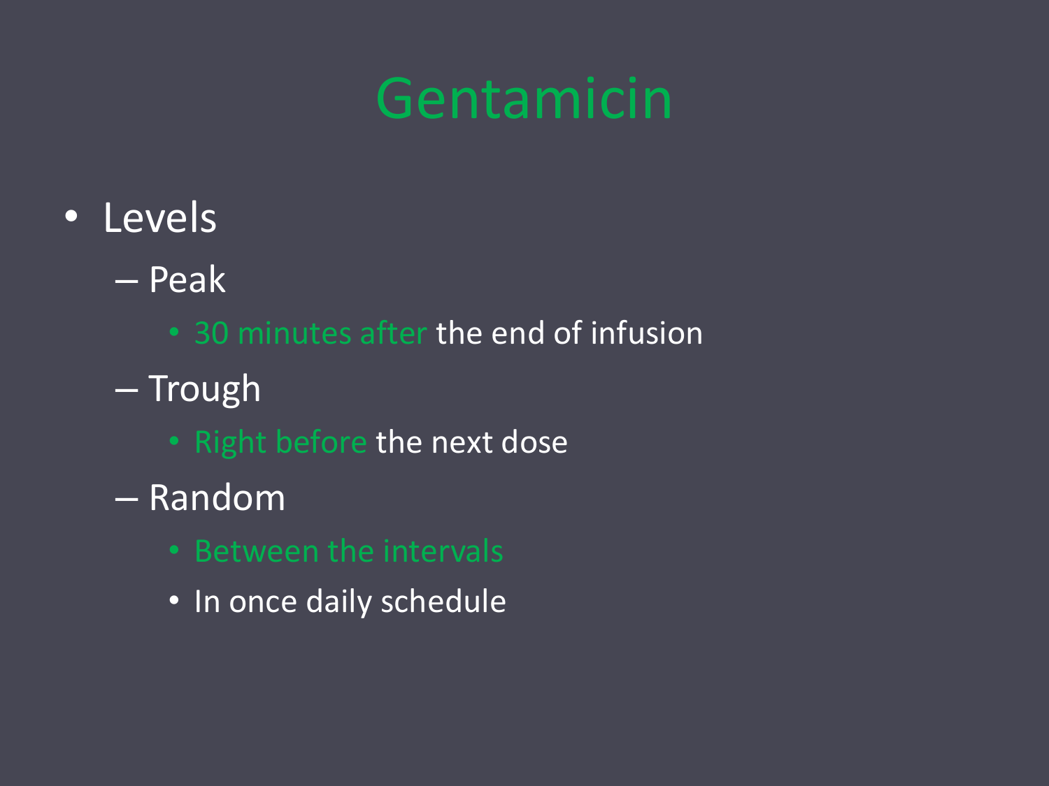# Gentamicin

- Levels
  - Peak
    - 30 minutes after the end of infusion
  - Trough
    - Right before the next dose
  - Random
    - Between the intervals
    - In once daily schedule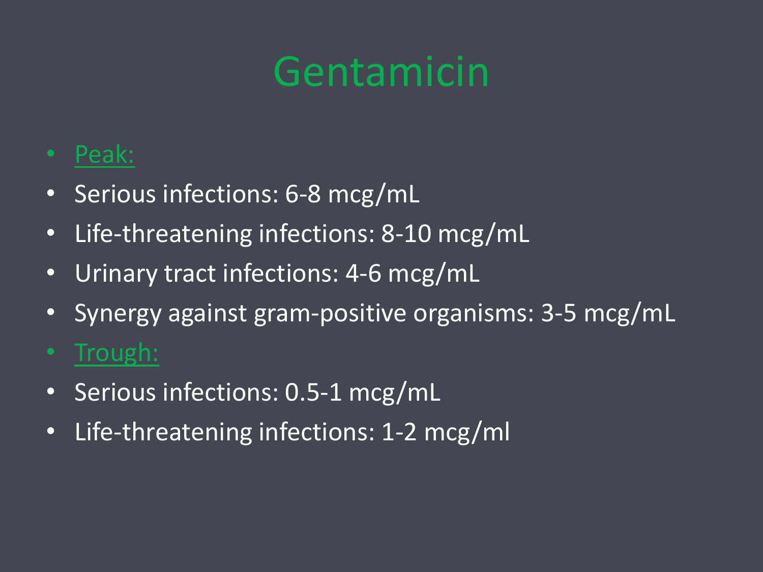# Gentamicin

- Peak:
- Serious infections: 6-8 mcg/mL
- Life-threatening infections: 8-10 mcg/mL
- Urinary tract infections: 4-6 mcg/mL
- Synergy against gram-positive organisms: 3-5 mcg/mL
- Trough:
- Serious infections: 0.5-1 mcg/mL
- Life-threatening infections: 1-2 mcg/ml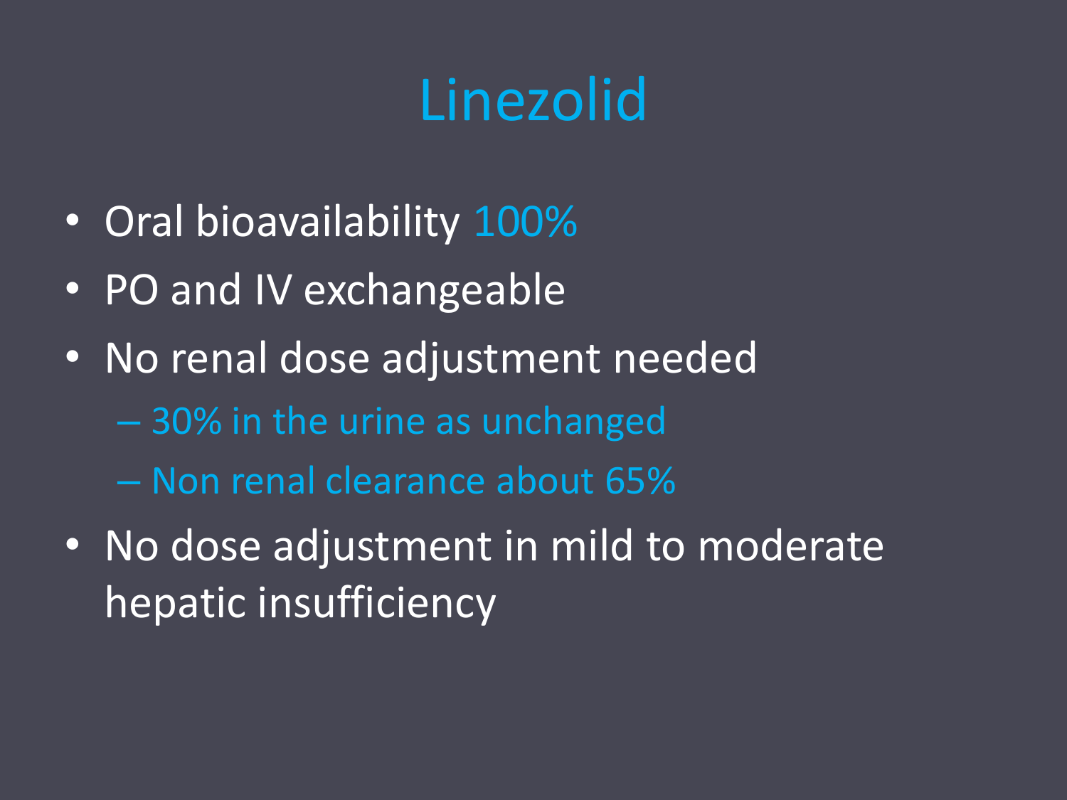# Linezolid

- Oral bioavailability 100%
- PO and IV exchangeable
- No renal dose adjustment needed
  - 30% in the urine as unchanged
  - Non renal clearance about 65%
- No dose adjustment in mild to moderate hepatic insufficiency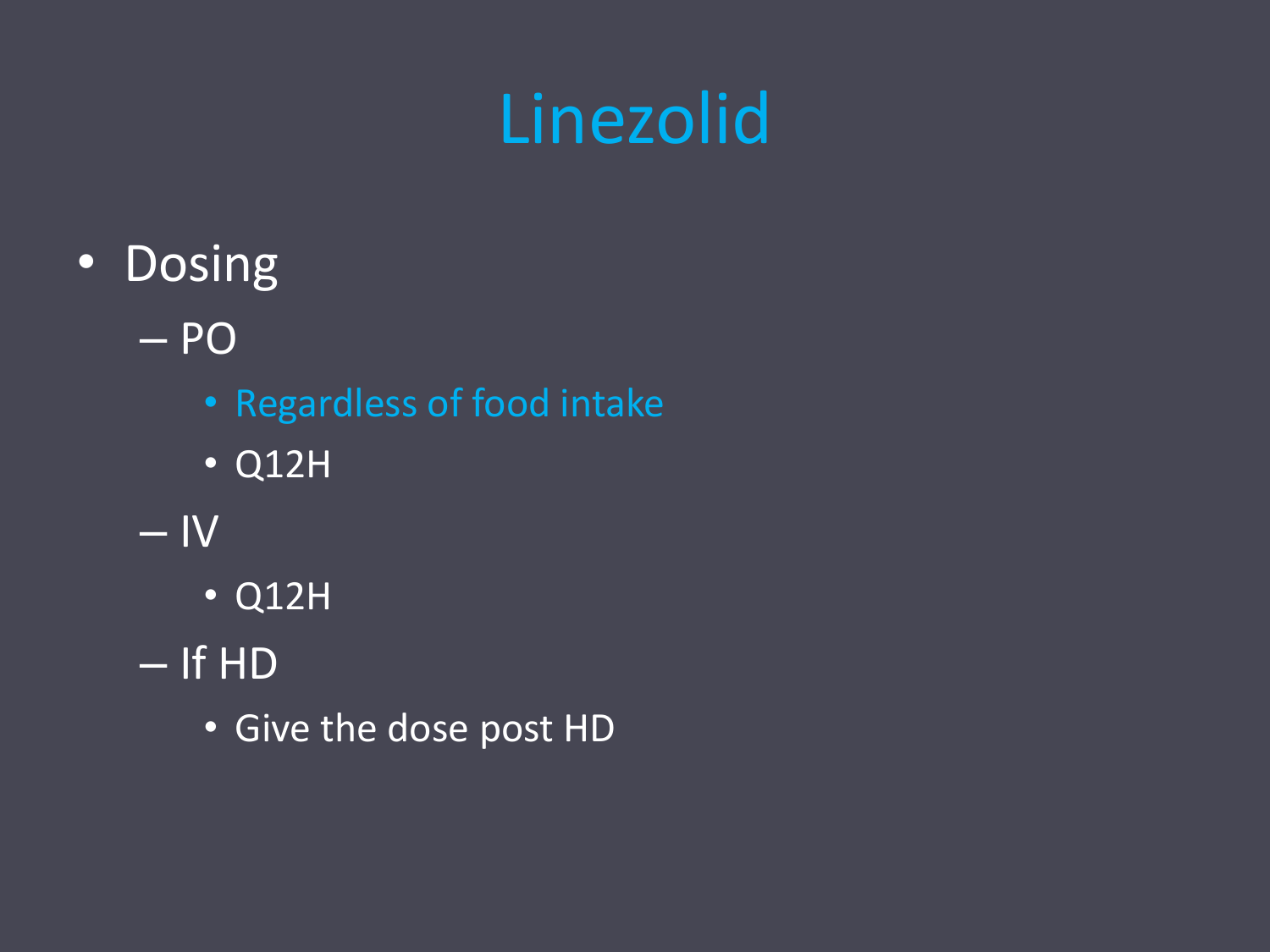# Linezolid

- Dosing
  - PO
    - Regardless of food intake
    - Q12H
  - IV
    - Q12H
  - If HD
    - Give the dose post HD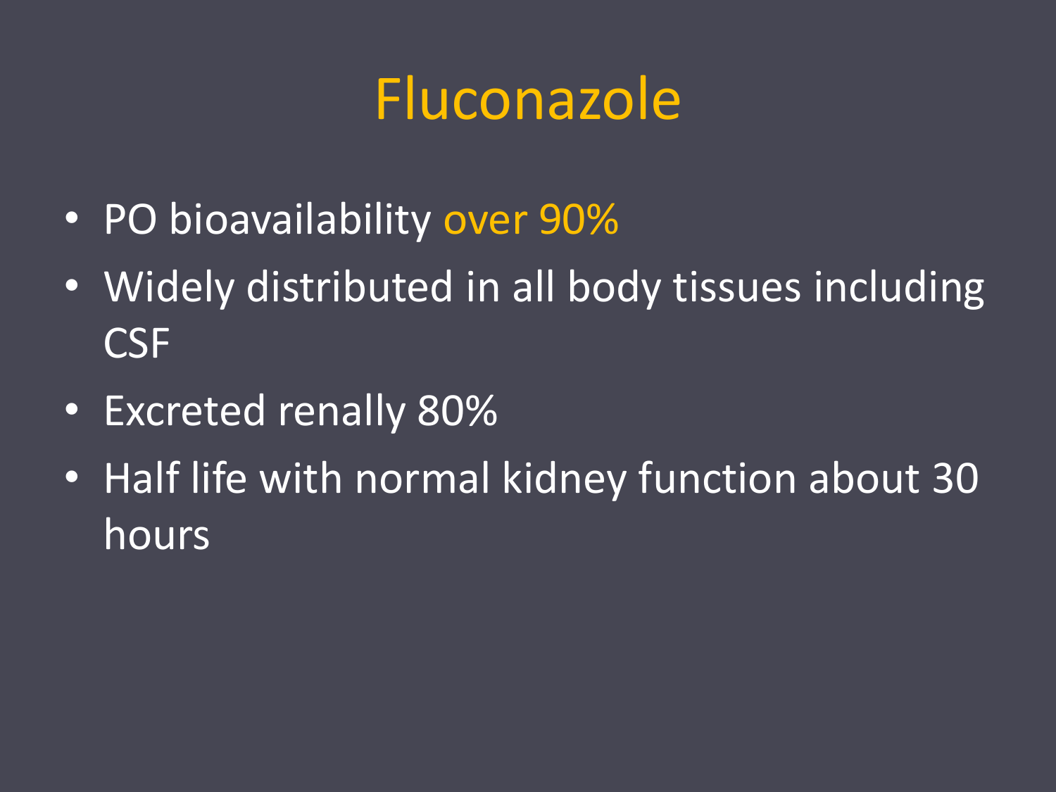# Fluconazole

- PO bioavailability over 90%
- Widely distributed in all body tissues including CSF
- Excreted renally 80%
- Half life with normal kidney function about 30 hours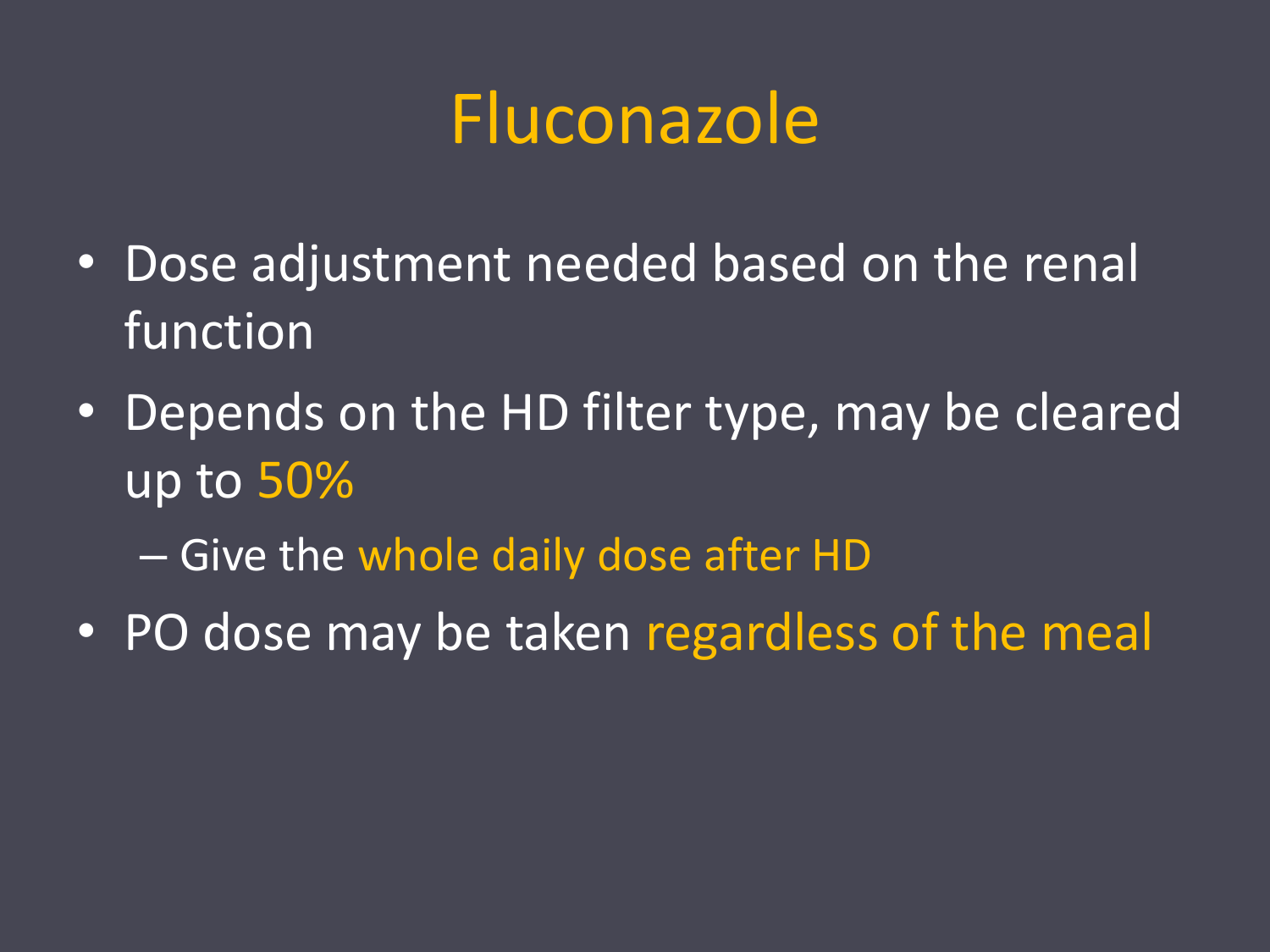# Fluconazole

- Dose adjustment needed based on the renal function
- Depends on the HD filter type, may be cleared up to 50%
  - Give the whole daily dose after HD
- PO dose may be taken regardless of the meal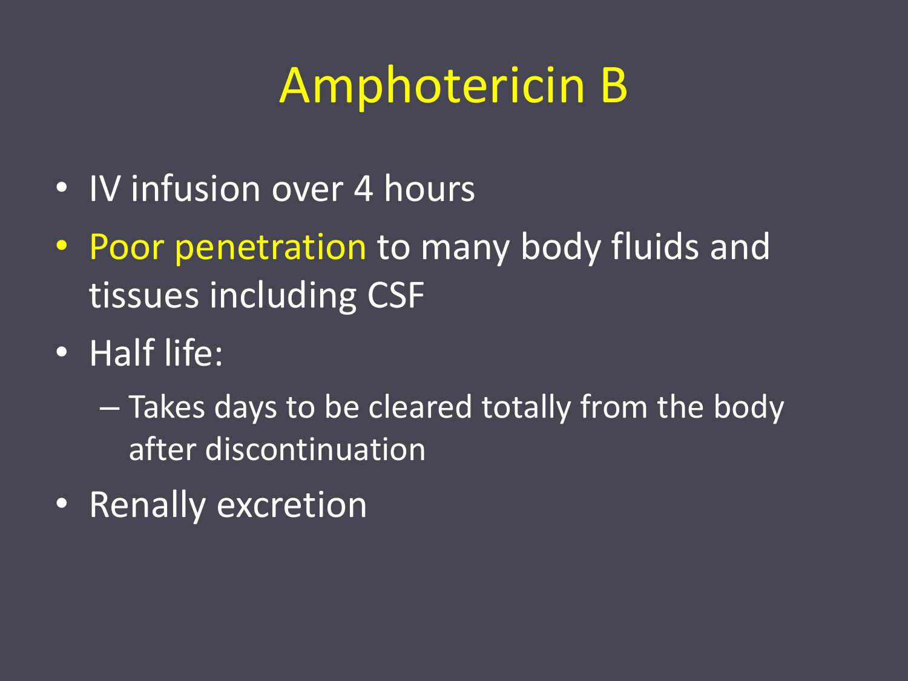# Amphotericin B

- IV infusion over 4 hours
- Poor penetration to many body fluids and tissues including CSF
- Half life:
  - Takes days to be cleared totally from the body after discontinuation
- Renally excretion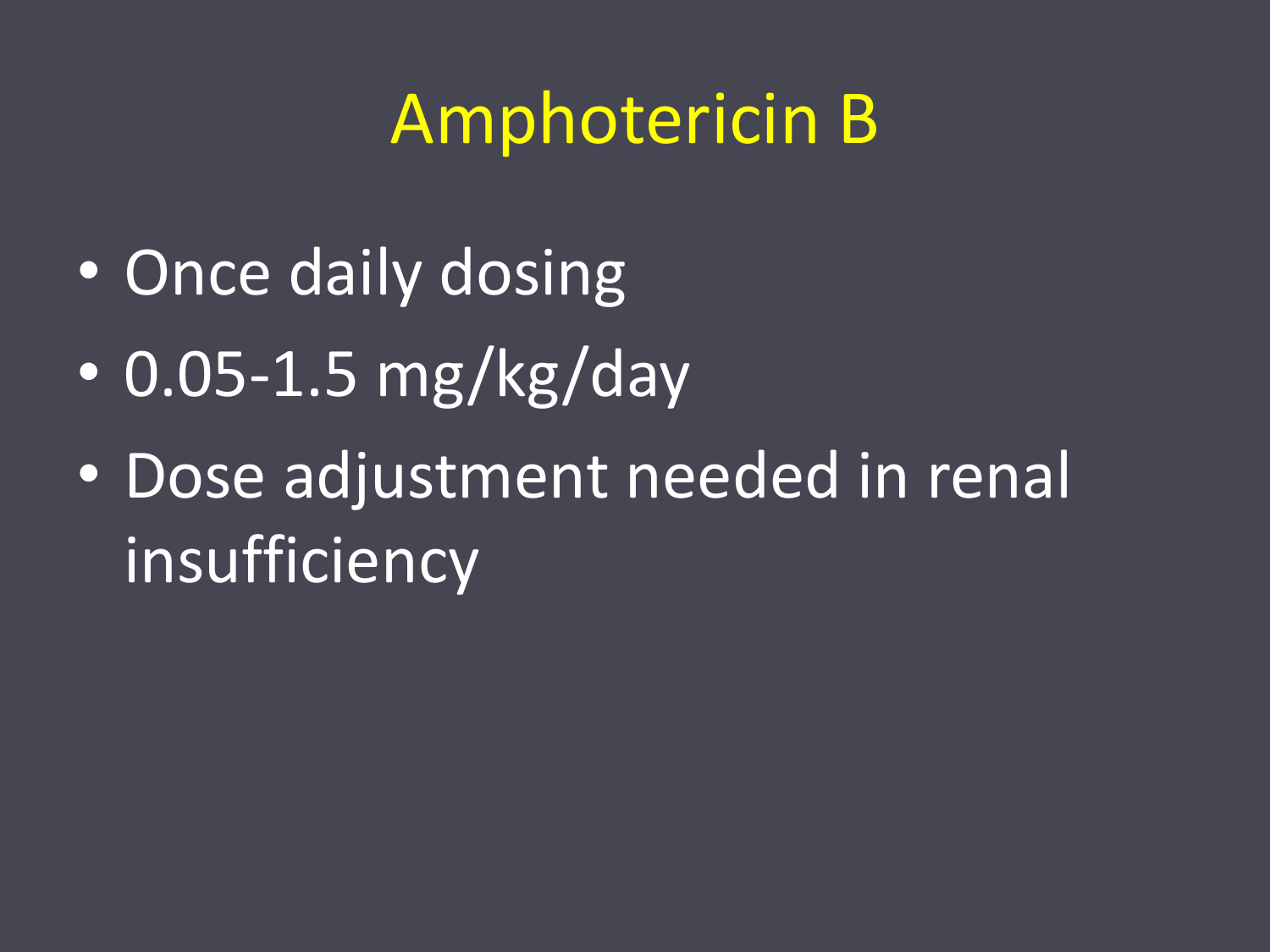# Amphotericin B

- Once daily dosing
- 0.05-1.5 mg/kg/day
- Dose adjustment needed in renal insufficiency